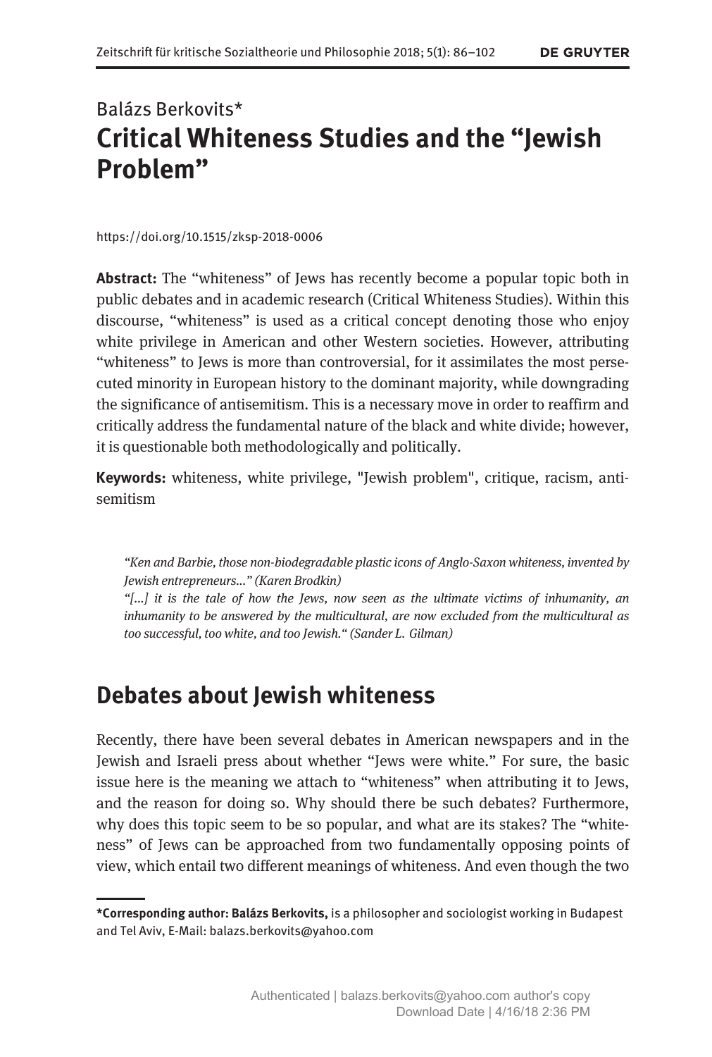Balázs Berkovits*

# Critical Whiteness Studies and the "Jewish Problem"

https://doi.org/10.1515/zksp-2018-0006

**Abstract:** The "whiteness" of Jews has recently become a popular topic both in public debates and in academic research (Critical Whiteness Studies). Within this discourse, "whiteness" is used as a critical concept denoting those who enjoy white privilege in American and other Western societies. However, attributing "whiteness" to Jews is more than controversial, for it assimilates the most persecuted minority in European history to the dominant majority, while downgrading the significance of antisemitism. This is a necessary move in order to reaffirm and critically address the fundamental nature of the black and white divide; however, it is questionable both methodologically and politically.

**Keywords:** whiteness, white privilege, "Jewish problem", critique, racism, antisemitism

> *"Ken and Barbie, those non-biodegradable plastic icons of Anglo-Saxon whiteness, invented by Jewish entrepreneurs..." (Karen Brodkin)*
>
> *"[...] it is the tale of how the Jews, now seen as the ultimate victims of inhumanity, an inhumanity to be answered by the multicultural, are now excluded from the multicultural as too successful, too white, and too Jewish." (Sander L. Gilman)*

## Debates about Jewish whiteness

Recently, there have been several debates in American newspapers and in the Jewish and Israeli press about whether "Jews were white." For sure, the basic issue here is the meaning we attach to "whiteness" when attributing it to Jews, and the reason for doing so. Why should there be such debates? Furthermore, why does this topic seem to be so popular, and what are its stakes? The "whiteness" of Jews can be approached from two fundamentally opposing points of view, which entail two different meanings of whiteness. And even though the two

---

***Corresponding author: Balázs Berkovits,** is a philosopher and sociologist working in Budapest and Tel Aviv, E-Mail: balazs.berkovits@yahoo.com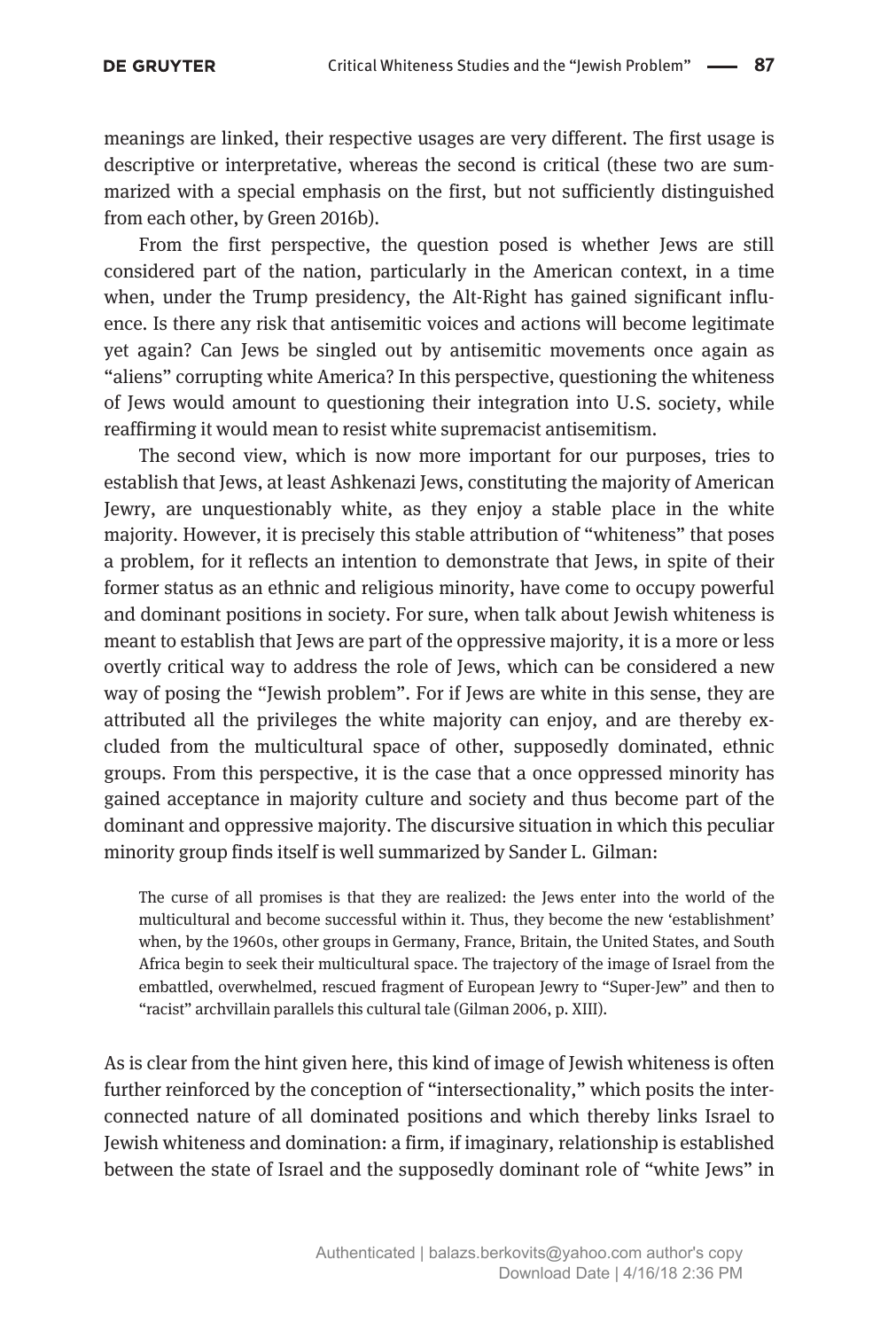meanings are linked, their respective usages are very different. The first usage is descriptive or interpretative, whereas the second is critical (these two are summarized with a special emphasis on the first, but not sufficiently distinguished from each other, by Green 2016b).

From the first perspective, the question posed is whether Jews are still considered part of the nation, particularly in the American context, in a time when, under the Trump presidency, the Alt-Right has gained significant influence. Is there any risk that antisemitic voices and actions will become legitimate yet again? Can Jews be singled out by antisemitic movements once again as "aliens" corrupting white America? In this perspective, questioning the whiteness of Jews would amount to questioning their integration into U.S. society, while reaffirming it would mean to resist white supremacist antisemitism.

The second view, which is now more important for our purposes, tries to establish that Jews, at least Ashkenazi Jews, constituting the majority of American Jewry, are unquestionably white, as they enjoy a stable place in the white majority. However, it is precisely this stable attribution of "whiteness" that poses a problem, for it reflects an intention to demonstrate that Jews, in spite of their former status as an ethnic and religious minority, have come to occupy powerful and dominant positions in society. For sure, when talk about Jewish whiteness is meant to establish that Jews are part of the oppressive majority, it is a more or less overtly critical way to address the role of Jews, which can be considered a new way of posing the "Jewish problem". For if Jews are white in this sense, they are attributed all the privileges the white majority can enjoy, and are thereby excluded from the multicultural space of other, supposedly dominated, ethnic groups. From this perspective, it is the case that a once oppressed minority has gained acceptance in majority culture and society and thus become part of the dominant and oppressive majority. The discursive situation in which this peculiar minority group finds itself is well summarized by Sander L. Gilman:

> The curse of all promises is that they are realized: the Jews enter into the world of the multicultural and become successful within it. Thus, they become the new 'establishment' when, by the 1960s, other groups in Germany, France, Britain, the United States, and South Africa begin to seek their multicultural space. The trajectory of the image of Israel from the embattled, overwhelmed, rescued fragment of European Jewry to "Super-Jew" and then to "racist" archvillain parallels this cultural tale (Gilman 2006, p. XIII).

As is clear from the hint given here, this kind of image of Jewish whiteness is often further reinforced by the conception of "intersectionality," which posits the interconnected nature of all dominated positions and which thereby links Israel to Jewish whiteness and domination: a firm, if imaginary, relationship is established between the state of Israel and the supposedly dominant role of "white Jews" in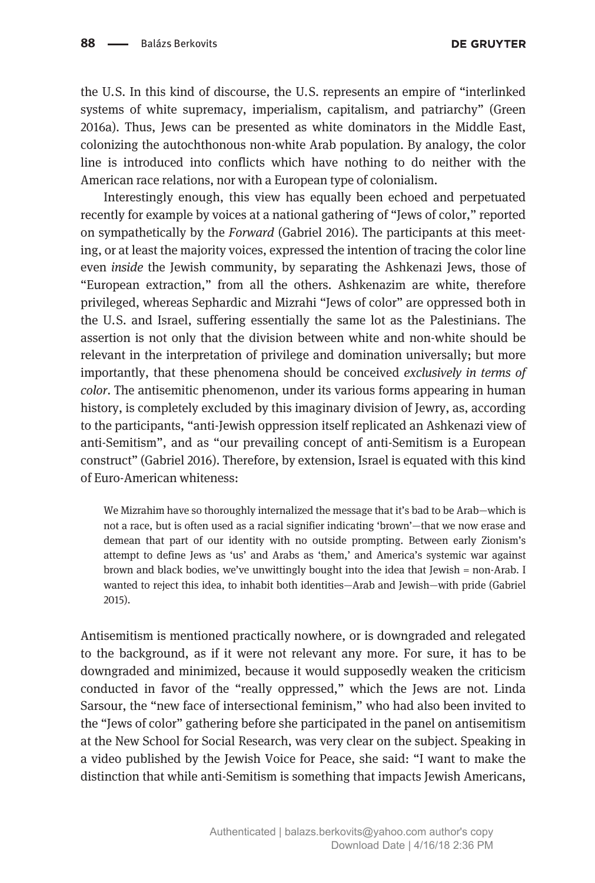the U.S. In this kind of discourse, the U.S. represents an empire of "interlinked systems of white supremacy, imperialism, capitalism, and patriarchy" (Green 2016a). Thus, Jews can be presented as white dominators in the Middle East, colonizing the autochthonous non-white Arab population. By analogy, the color line is introduced into conflicts which have nothing to do neither with the American race relations, nor with a European type of colonialism.

Interestingly enough, this view has equally been echoed and perpetuated recently for example by voices at a national gathering of "Jews of color," reported on sympathetically by the *Forward* (Gabriel 2016). The participants at this meeting, or at least the majority voices, expressed the intention of tracing the color line even *inside* the Jewish community, by separating the Ashkenazi Jews, those of "European extraction," from all the others. Ashkenazim are white, therefore privileged, whereas Sephardic and Mizrahi "Jews of color" are oppressed both in the U.S. and Israel, suffering essentially the same lot as the Palestinians. The assertion is not only that the division between white and non-white should be relevant in the interpretation of privilege and domination universally; but more importantly, that these phenomena should be conceived *exclusively in terms of color*. The antisemitic phenomenon, under its various forms appearing in human history, is completely excluded by this imaginary division of Jewry, as, according to the participants, "anti-Jewish oppression itself replicated an Ashkenazi view of anti-Semitism", and as "our prevailing concept of anti-Semitism is a European construct" (Gabriel 2016). Therefore, by extension, Israel is equated with this kind of Euro-American whiteness:

> We Mizrahim have so thoroughly internalized the message that it's bad to be Arab—which is not a race, but is often used as a racial signifier indicating 'brown'—that we now erase and demean that part of our identity with no outside prompting. Between early Zionism's attempt to define Jews as 'us' and Arabs as 'them,' and America's systemic war against brown and black bodies, we've unwittingly bought into the idea that Jewish = non-Arab. I wanted to reject this idea, to inhabit both identities—Arab and Jewish—with pride (Gabriel 2015).

Antisemitism is mentioned practically nowhere, or is downgraded and relegated to the background, as if it were not relevant any more. For sure, it has to be downgraded and minimized, because it would supposedly weaken the criticism conducted in favor of the "really oppressed," which the Jews are not. Linda Sarsour, the "new face of intersectional feminism," who had also been invited to the "Jews of color" gathering before she participated in the panel on antisemitism at the New School for Social Research, was very clear on the subject. Speaking in a video published by the Jewish Voice for Peace, she said: "I want to make the distinction that while anti-Semitism is something that impacts Jewish Americans,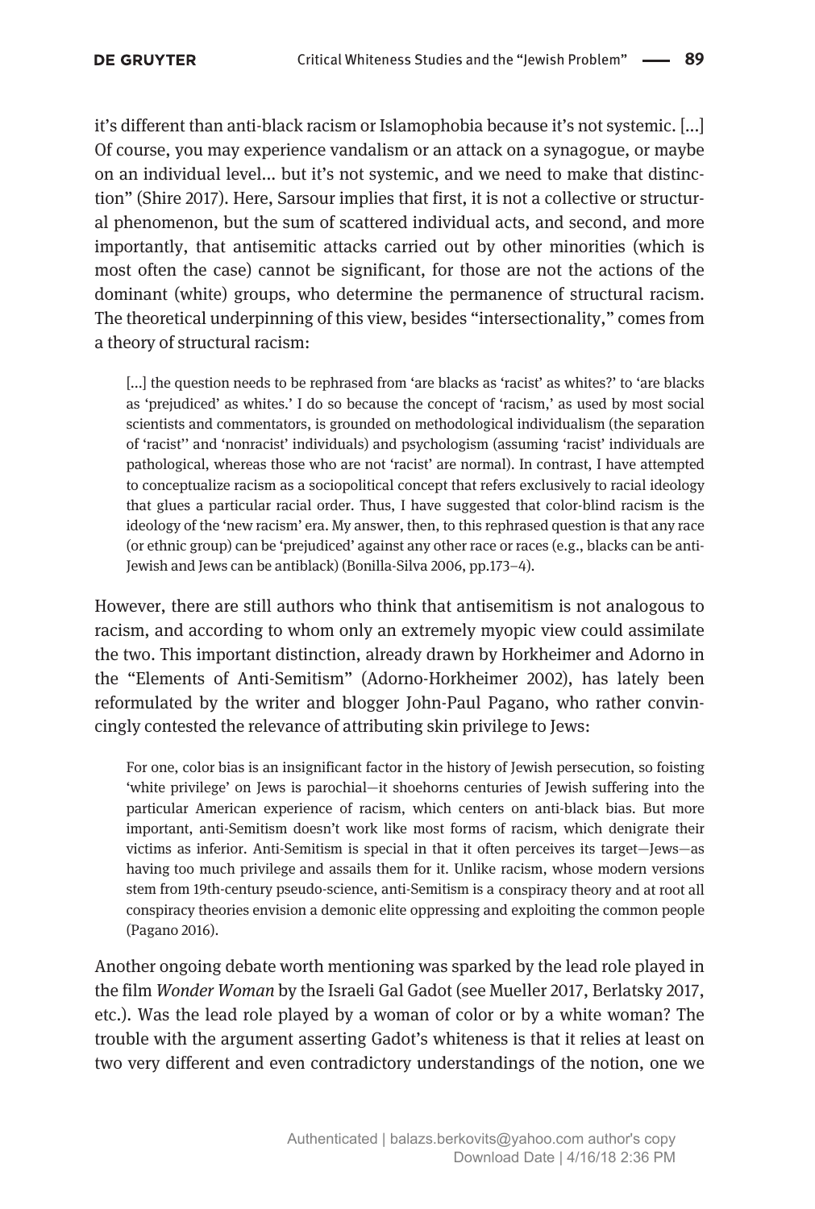it's different than anti-black racism or Islamophobia because it's not systemic. [...] Of course, you may experience vandalism or an attack on a synagogue, or maybe on an individual level... but it's not systemic, and we need to make that distinction" (Shire 2017). Here, Sarsour implies that first, it is not a collective or structural phenomenon, but the sum of scattered individual acts, and second, and more importantly, that antisemitic attacks carried out by other minorities (which is most often the case) cannot be significant, for those are not the actions of the dominant (white) groups, who determine the permanence of structural racism. The theoretical underpinning of this view, besides "intersectionality," comes from a theory of structural racism:

> [...] the question needs to be rephrased from 'are blacks as 'racist' as whites?' to 'are blacks as 'prejudiced' as whites.' I do so because the concept of 'racism,' as used by most social scientists and commentators, is grounded on methodological individualism (the separation of 'racist'' and 'nonracist' individuals) and psychologism (assuming 'racist' individuals are pathological, whereas those who are not 'racist' are normal). In contrast, I have attempted to conceptualize racism as a sociopolitical concept that refers exclusively to racial ideology that glues a particular racial order. Thus, I have suggested that color-blind racism is the ideology of the 'new racism' era. My answer, then, to this rephrased question is that any race (or ethnic group) can be 'prejudiced' against any other race or races (e.g., blacks can be anti-Jewish and Jews can be antiblack) (Bonilla-Silva 2006, pp.173–4).

However, there are still authors who think that antisemitism is not analogous to racism, and according to whom only an extremely myopic view could assimilate the two. This important distinction, already drawn by Horkheimer and Adorno in the "Elements of Anti-Semitism" (Adorno-Horkheimer 2002), has lately been reformulated by the writer and blogger John-Paul Pagano, who rather convincingly contested the relevance of attributing skin privilege to Jews:

> For one, color bias is an insignificant factor in the history of Jewish persecution, so foisting 'white privilege' on Jews is parochial—it shoehorns centuries of Jewish suffering into the particular American experience of racism, which centers on anti-black bias. But more important, anti-Semitism doesn't work like most forms of racism, which denigrate their victims as inferior. Anti-Semitism is special in that it often perceives its target—Jews—as having too much privilege and assails them for it. Unlike racism, whose modern versions stem from 19th-century pseudo-science, anti-Semitism is a conspiracy theory and at root all conspiracy theories envision a demonic elite oppressing and exploiting the common people (Pagano 2016).

Another ongoing debate worth mentioning was sparked by the lead role played in the film *Wonder Woman* by the Israeli Gal Gadot (see Mueller 2017, Berlatsky 2017, etc.). Was the lead role played by a woman of color or by a white woman? The trouble with the argument asserting Gadot's whiteness is that it relies at least on two very different and even contradictory understandings of the notion, one we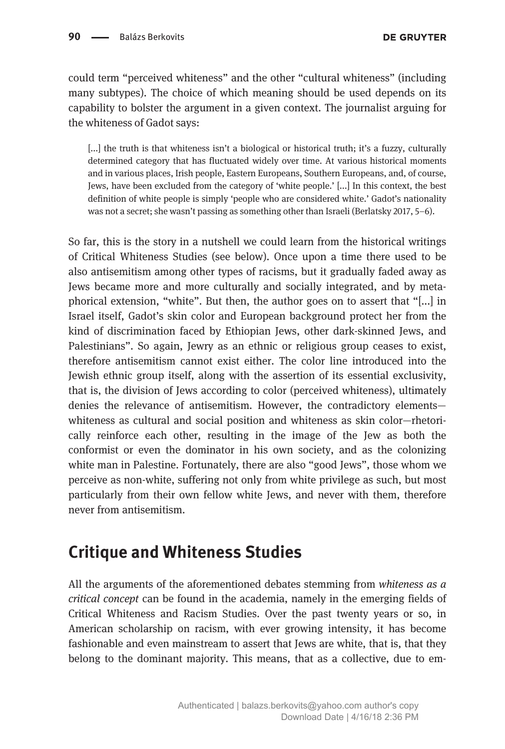could term “perceived whiteness” and the other “cultural whiteness” (including many subtypes). The choice of which meaning should be used depends on its capability to bolster the argument in a given context. The journalist arguing for the whiteness of Gadot says:

> […] the truth is that whiteness isn’t a biological or historical truth; it’s a fuzzy, culturally determined category that has fluctuated widely over time. At various historical moments and in various places, Irish people, Eastern Europeans, Southern Europeans, and, of course, Jews, have been excluded from the category of ‘white people.’ […] In this context, the best definition of white people is simply ‘people who are considered white.’ Gadot’s nationality was not a secret; she wasn’t passing as something other than Israeli (Berlatsky 2017, 5–6).

So far, this is the story in a nutshell we could learn from the historical writings of Critical Whiteness Studies (see below). Once upon a time there used to be also antisemitism among other types of racisms, but it gradually faded away as Jews became more and more culturally and socially integrated, and by metaphorical extension, “white”. But then, the author goes on to assert that “[…] in Israel itself, Gadot’s skin color and European background protect her from the kind of discrimination faced by Ethiopian Jews, other dark-skinned Jews, and Palestinians”. So again, Jewry as an ethnic or religious group ceases to exist, therefore antisemitism cannot exist either. The color line introduced into the Jewish ethnic group itself, along with the assertion of its essential exclusivity, that is, the division of Jews according to color (perceived whiteness), ultimately denies the relevance of antisemitism. However, the contradictory elements—whiteness as cultural and social position and whiteness as skin color—rhetorically reinforce each other, resulting in the image of the Jew as both the conformist or even the dominator in his own society, and as the colonizing white man in Palestine. Fortunately, there are also “good Jews”, those whom we perceive as non-white, suffering not only from white privilege as such, but most particularly from their own fellow white Jews, and never with them, therefore never from antisemitism.

## Critique and Whiteness Studies

All the arguments of the aforementioned debates stemming from *whiteness as a critical concept* can be found in the academia, namely in the emerging fields of Critical Whiteness and Racism Studies. Over the past twenty years or so, in American scholarship on racism, with ever growing intensity, it has become fashionable and even mainstream to assert that Jews are white, that is, that they belong to the dominant majority. This means, that as a collective, due to em-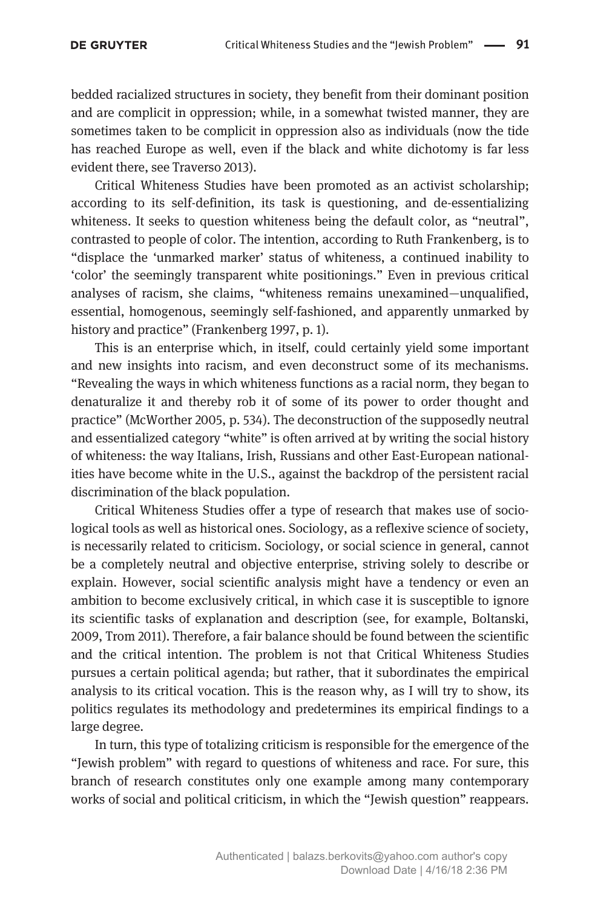bedded racialized structures in society, they benefit from their dominant position and are complicit in oppression; while, in a somewhat twisted manner, they are sometimes taken to be complicit in oppression also as individuals (now the tide has reached Europe as well, even if the black and white dichotomy is far less evident there, see Traverso 2013).

Critical Whiteness Studies have been promoted as an activist scholarship; according to its self-definition, its task is questioning, and de-essentializing whiteness. It seeks to question whiteness being the default color, as "neutral", contrasted to people of color. The intention, according to Ruth Frankenberg, is to "displace the 'unmarked marker' status of whiteness, a continued inability to 'color' the seemingly transparent white positionings." Even in previous critical analyses of racism, she claims, "whiteness remains unexamined—unqualified, essential, homogenous, seemingly self-fashioned, and apparently unmarked by history and practice" (Frankenberg 1997, p. 1).

This is an enterprise which, in itself, could certainly yield some important and new insights into racism, and even deconstruct some of its mechanisms. "Revealing the ways in which whiteness functions as a racial norm, they began to denaturalize it and thereby rob it of some of its power to order thought and practice" (McWorther 2005, p. 534). The deconstruction of the supposedly neutral and essentialized category "white" is often arrived at by writing the social history of whiteness: the way Italians, Irish, Russians and other East-European nationalities have become white in the U.S., against the backdrop of the persistent racial discrimination of the black population.

Critical Whiteness Studies offer a type of research that makes use of sociological tools as well as historical ones. Sociology, as a reflexive science of society, is necessarily related to criticism. Sociology, or social science in general, cannot be a completely neutral and objective enterprise, striving solely to describe or explain. However, social scientific analysis might have a tendency or even an ambition to become exclusively critical, in which case it is susceptible to ignore its scientific tasks of explanation and description (see, for example, Boltanski, 2009, Trom 2011). Therefore, a fair balance should be found between the scientific and the critical intention. The problem is not that Critical Whiteness Studies pursues a certain political agenda; but rather, that it subordinates the empirical analysis to its critical vocation. This is the reason why, as I will try to show, its politics regulates its methodology and predetermines its empirical findings to a large degree.

In turn, this type of totalizing criticism is responsible for the emergence of the "Jewish problem" with regard to questions of whiteness and race. For sure, this branch of research constitutes only one example among many contemporary works of social and political criticism, in which the "Jewish question" reappears.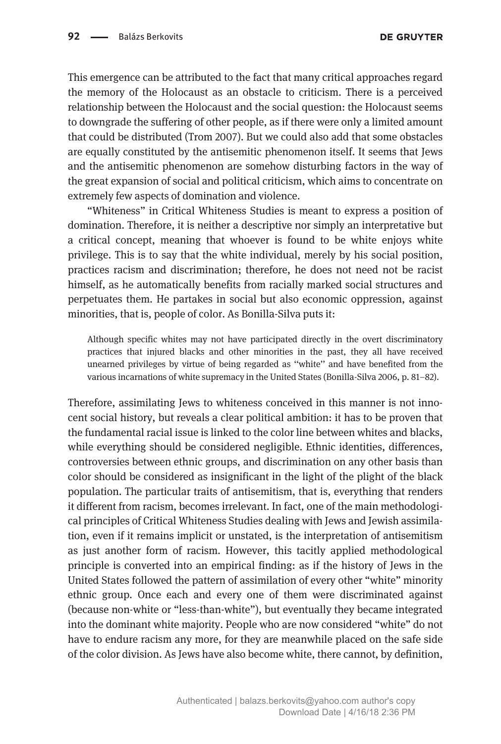This emergence can be attributed to the fact that many critical approaches regard the memory of the Holocaust as an obstacle to criticism. There is a perceived relationship between the Holocaust and the social question: the Holocaust seems to downgrade the suffering of other people, as if there were only a limited amount that could be distributed (Trom 2007). But we could also add that some obstacles are equally constituted by the antisemitic phenomenon itself. It seems that Jews and the antisemitic phenomenon are somehow disturbing factors in the way of the great expansion of social and political criticism, which aims to concentrate on extremely few aspects of domination and violence.

"Whiteness" in Critical Whiteness Studies is meant to express a position of domination. Therefore, it is neither a descriptive nor simply an interpretative but a critical concept, meaning that whoever is found to be white enjoys white privilege. This is to say that the white individual, merely by his social position, practices racism and discrimination; therefore, he does not need not be racist himself, as he automatically benefits from racially marked social structures and perpetuates them. He partakes in social but also economic oppression, against minorities, that is, people of color. As Bonilla-Silva puts it:

> Although specific whites may not have participated directly in the overt discriminatory practices that injured blacks and other minorities in the past, they all have received unearned privileges by virtue of being regarded as ''white'' and have benefited from the various incarnations of white supremacy in the United States (Bonilla-Silva 2006, p. 81–82).

Therefore, assimilating Jews to whiteness conceived in this manner is not innocent social history, but reveals a clear political ambition: it has to be proven that the fundamental racial issue is linked to the color line between whites and blacks, while everything should be considered negligible. Ethnic identities, differences, controversies between ethnic groups, and discrimination on any other basis than color should be considered as insignificant in the light of the plight of the black population. The particular traits of antisemitism, that is, everything that renders it different from racism, becomes irrelevant. In fact, one of the main methodological principles of Critical Whiteness Studies dealing with Jews and Jewish assimilation, even if it remains implicit or unstated, is the interpretation of antisemitism as just another form of racism. However, this tacitly applied methodological principle is converted into an empirical finding: as if the history of Jews in the United States followed the pattern of assimilation of every other "white" minority ethnic group. Once each and every one of them were discriminated against (because non-white or "less-than-white"), but eventually they became integrated into the dominant white majority. People who are now considered "white" do not have to endure racism any more, for they are meanwhile placed on the safe side of the color division. As Jews have also become white, there cannot, by definition,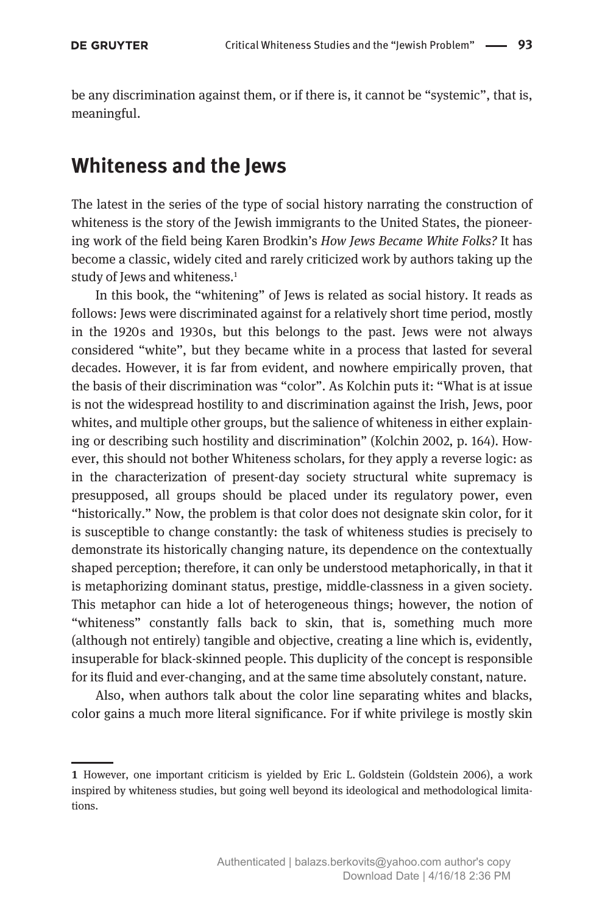be any discrimination against them, or if there is, it cannot be "systemic", that is, meaningful.

## Whiteness and the Jews

The latest in the series of the type of social history narrating the construction of whiteness is the story of the Jewish immigrants to the United States, the pioneering work of the field being Karen Brodkin's *How Jews Became White Folks?* It has become a classic, widely cited and rarely criticized work by authors taking up the study of Jews and whiteness.[1]

In this book, the "whitening" of Jews is related as social history. It reads as follows: Jews were discriminated against for a relatively short time period, mostly in the 1920s and 1930s, but this belongs to the past. Jews were not always considered "white", but they became white in a process that lasted for several decades. However, it is far from evident, and nowhere empirically proven, that the basis of their discrimination was "color". As Kolchin puts it: "What is at issue is not the widespread hostility to and discrimination against the Irish, Jews, poor whites, and multiple other groups, but the salience of whiteness in either explaining or describing such hostility and discrimination" (Kolchin 2002, p. 164). However, this should not bother Whiteness scholars, for they apply a reverse logic: as in the characterization of present-day society structural white supremacy is presupposed, all groups should be placed under its regulatory power, even "historically." Now, the problem is that color does not designate skin color, for it is susceptible to change constantly: the task of whiteness studies is precisely to demonstrate its historically changing nature, its dependence on the contextually shaped perception; therefore, it can only be understood metaphorically, in that it is metaphorizing dominant status, prestige, middle-classness in a given society. This metaphor can hide a lot of heterogeneous things; however, the notion of "whiteness" constantly falls back to skin, that is, something much more (although not entirely) tangible and objective, creating a line which is, evidently, insuperable for black-skinned people. This duplicity of the concept is responsible for its fluid and ever-changing, and at the same time absolutely constant, nature.

Also, when authors talk about the color line separating whites and blacks, color gains a much more literal significance. For if white privilege is mostly skin

---

[1] However, one important criticism is yielded by Eric L. Goldstein (Goldstein 2006), a work inspired by whiteness studies, but going well beyond its ideological and methodological limitations.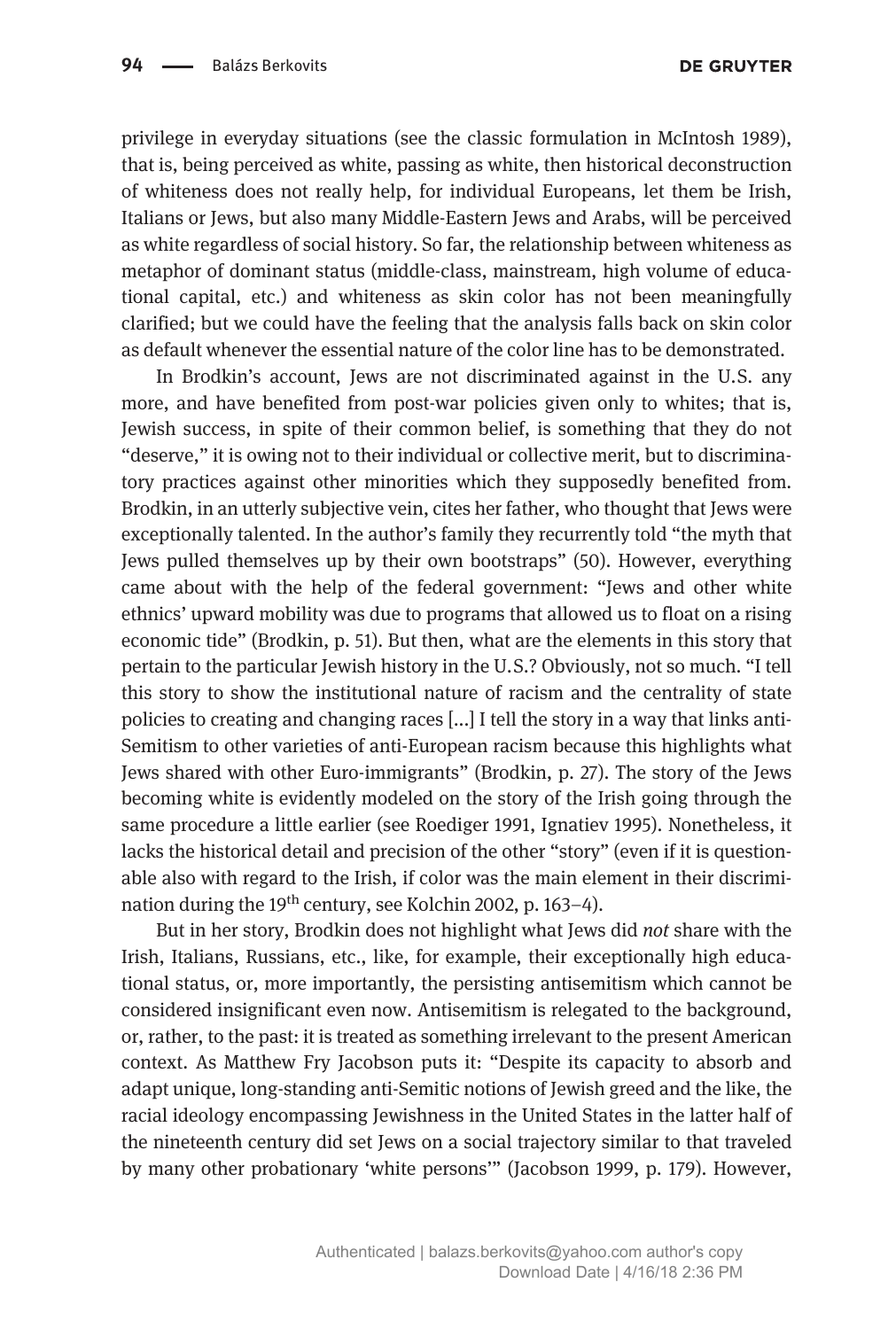privilege in everyday situations (see the classic formulation in McIntosh 1989), that is, being perceived as white, passing as white, then historical deconstruction of whiteness does not really help, for individual Europeans, let them be Irish, Italians or Jews, but also many Middle-Eastern Jews and Arabs, will be perceived as white regardless of social history. So far, the relationship between whiteness as metaphor of dominant status (middle-class, mainstream, high volume of educational capital, etc.) and whiteness as skin color has not been meaningfully clarified; but we could have the feeling that the analysis falls back on skin color as default whenever the essential nature of the color line has to be demonstrated.

In Brodkin's account, Jews are not discriminated against in the U.S. any more, and have benefited from post-war policies given only to whites; that is, Jewish success, in spite of their common belief, is something that they do not "deserve," it is owing not to their individual or collective merit, but to discriminatory practices against other minorities which they supposedly benefited from. Brodkin, in an utterly subjective vein, cites her father, who thought that Jews were exceptionally talented. In the author's family they recurrently told "the myth that Jews pulled themselves up by their own bootstraps" (50). However, everything came about with the help of the federal government: "Jews and other white ethnics' upward mobility was due to programs that allowed us to float on a rising economic tide" (Brodkin, p. 51). But then, what are the elements in this story that pertain to the particular Jewish history in the U.S.? Obviously, not so much. "I tell this story to show the institutional nature of racism and the centrality of state policies to creating and changing races […] I tell the story in a way that links anti-Semitism to other varieties of anti-European racism because this highlights what Jews shared with other Euro-immigrants" (Brodkin, p. 27). The story of the Jews becoming white is evidently modeled on the story of the Irish going through the same procedure a little earlier (see Roediger 1991, Ignatiev 1995). Nonetheless, it lacks the historical detail and precision of the other "story" (even if it is questionable also with regard to the Irish, if color was the main element in their discrimination during the 19th century, see Kolchin 2002, p. 163–4).

But in her story, Brodkin does not highlight what Jews did *not* share with the Irish, Italians, Russians, etc., like, for example, their exceptionally high educational status, or, more importantly, the persisting antisemitism which cannot be considered insignificant even now. Antisemitism is relegated to the background, or, rather, to the past: it is treated as something irrelevant to the present American context. As Matthew Fry Jacobson puts it: "Despite its capacity to absorb and adapt unique, long-standing anti-Semitic notions of Jewish greed and the like, the racial ideology encompassing Jewishness in the United States in the latter half of the nineteenth century did set Jews on a social trajectory similar to that traveled by many other probationary 'white persons'" (Jacobson 1999, p. 179). However,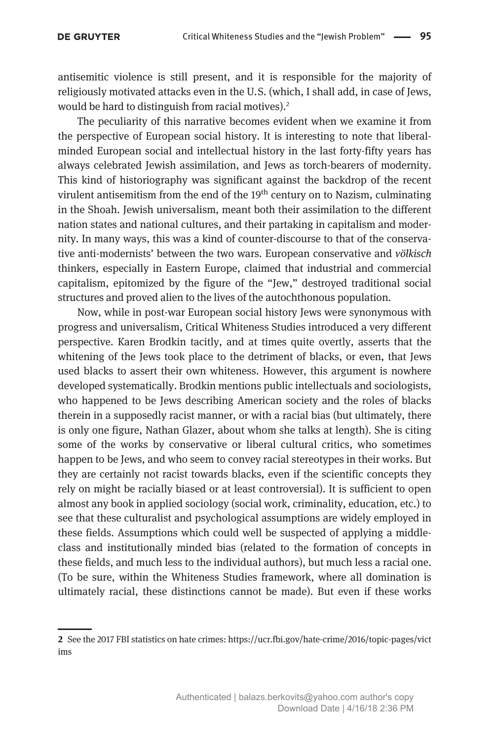antisemitic violence is still present, and it is responsible for the majority of religiously motivated attacks even in the U.S. (which, I shall add, in case of Jews, would be hard to distinguish from racial motives).[2]

The peculiarity of this narrative becomes evident when we examine it from the perspective of European social history. It is interesting to note that liberal-minded European social and intellectual history in the last forty-fifty years has always celebrated Jewish assimilation, and Jews as torch-bearers of modernity. This kind of historiography was significant against the backdrop of the recent virulent antisemitism from the end of the 19th century on to Nazism, culminating in the Shoah. Jewish universalism, meant both their assimilation to the different nation states and national cultures, and their partaking in capitalism and modernity. In many ways, this was a kind of counter-discourse to that of the conservative anti-modernists' between the two wars. European conservative and *völkisch* thinkers, especially in Eastern Europe, claimed that industrial and commercial capitalism, epitomized by the figure of the "Jew," destroyed traditional social structures and proved alien to the lives of the autochthonous population.

Now, while in post-war European social history Jews were synonymous with progress and universalism, Critical Whiteness Studies introduced a very different perspective. Karen Brodkin tacitly, and at times quite overtly, asserts that the whitening of the Jews took place to the detriment of blacks, or even, that Jews used blacks to assert their own whiteness. However, this argument is nowhere developed systematically. Brodkin mentions public intellectuals and sociologists, who happened to be Jews describing American society and the roles of blacks therein in a supposedly racist manner, or with a racial bias (but ultimately, there is only one figure, Nathan Glazer, about whom she talks at length). She is citing some of the works by conservative or liberal cultural critics, who sometimes happen to be Jews, and who seem to convey racial stereotypes in their works. But they are certainly not racist towards blacks, even if the scientific concepts they rely on might be racially biased or at least controversial). It is sufficient to open almost any book in applied sociology (social work, criminality, education, etc.) to see that these culturalist and psychological assumptions are widely employed in these fields. Assumptions which could well be suspected of applying a middle-class and institutionally minded bias (related to the formation of concepts in these fields, and much less to the individual authors), but much less a racial one. (To be sure, within the Whiteness Studies framework, where all domination is ultimately racial, these distinctions cannot be made). But even if these works

---

2 See the 2017 FBI statistics on hate crimes: https://ucr.fbi.gov/hate-crime/2016/topic-pages/victims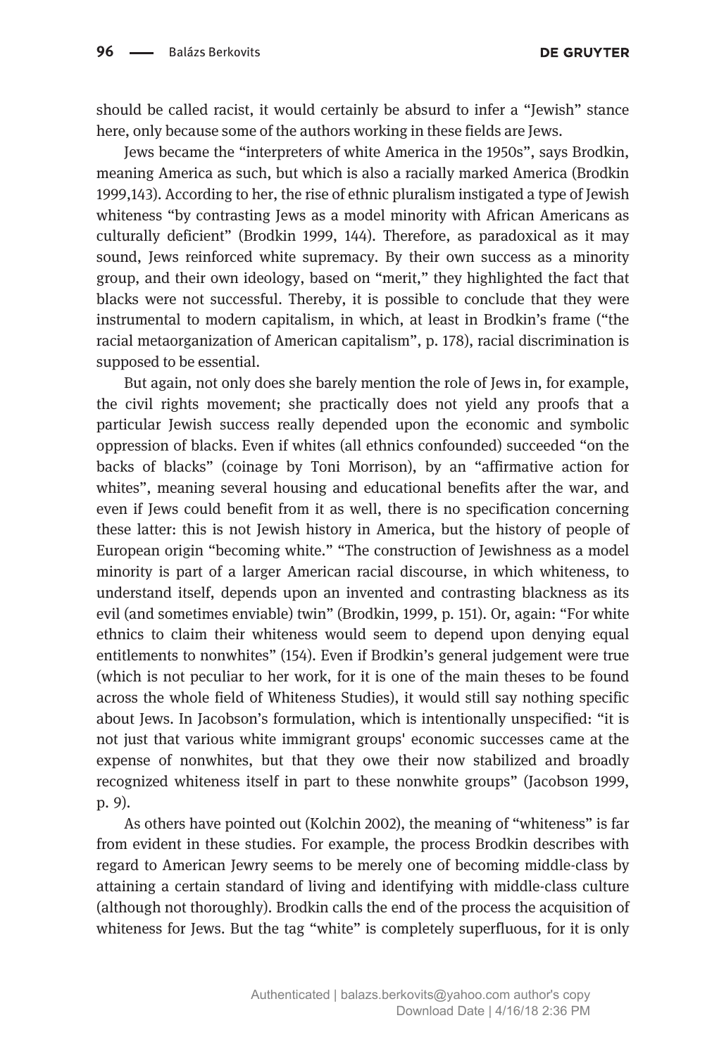should be called racist, it would certainly be absurd to infer a "Jewish" stance here, only because some of the authors working in these fields are Jews.

Jews became the "interpreters of white America in the 1950s", says Brodkin, meaning America as such, but which is also a racially marked America (Brodkin 1999,143). According to her, the rise of ethnic pluralism instigated a type of Jewish whiteness "by contrasting Jews as a model minority with African Americans as culturally deficient" (Brodkin 1999, 144). Therefore, as paradoxical as it may sound, Jews reinforced white supremacy. By their own success as a minority group, and their own ideology, based on "merit," they highlighted the fact that blacks were not successful. Thereby, it is possible to conclude that they were instrumental to modern capitalism, in which, at least in Brodkin's frame ("the racial metaorganization of American capitalism", p. 178), racial discrimination is supposed to be essential.

But again, not only does she barely mention the role of Jews in, for example, the civil rights movement; she practically does not yield any proofs that a particular Jewish success really depended upon the economic and symbolic oppression of blacks. Even if whites (all ethnics confounded) succeeded "on the backs of blacks" (coinage by Toni Morrison), by an "affirmative action for whites", meaning several housing and educational benefits after the war, and even if Jews could benefit from it as well, there is no specification concerning these latter: this is not Jewish history in America, but the history of people of European origin "becoming white." "The construction of Jewishness as a model minority is part of a larger American racial discourse, in which whiteness, to understand itself, depends upon an invented and contrasting blackness as its evil (and sometimes enviable) twin" (Brodkin, 1999, p. 151). Or, again: "For white ethnics to claim their whiteness would seem to depend upon denying equal entitlements to nonwhites" (154). Even if Brodkin's general judgement were true (which is not peculiar to her work, for it is one of the main theses to be found across the whole field of Whiteness Studies), it would still say nothing specific about Jews. In Jacobson's formulation, which is intentionally unspecified: "it is not just that various white immigrant groups' economic successes came at the expense of nonwhites, but that they owe their now stabilized and broadly recognized whiteness itself in part to these nonwhite groups" (Jacobson 1999, p. 9).

As others have pointed out (Kolchin 2002), the meaning of "whiteness" is far from evident in these studies. For example, the process Brodkin describes with regard to American Jewry seems to be merely one of becoming middle-class by attaining a certain standard of living and identifying with middle-class culture (although not thoroughly). Brodkin calls the end of the process the acquisition of whiteness for Jews. But the tag "white" is completely superfluous, for it is only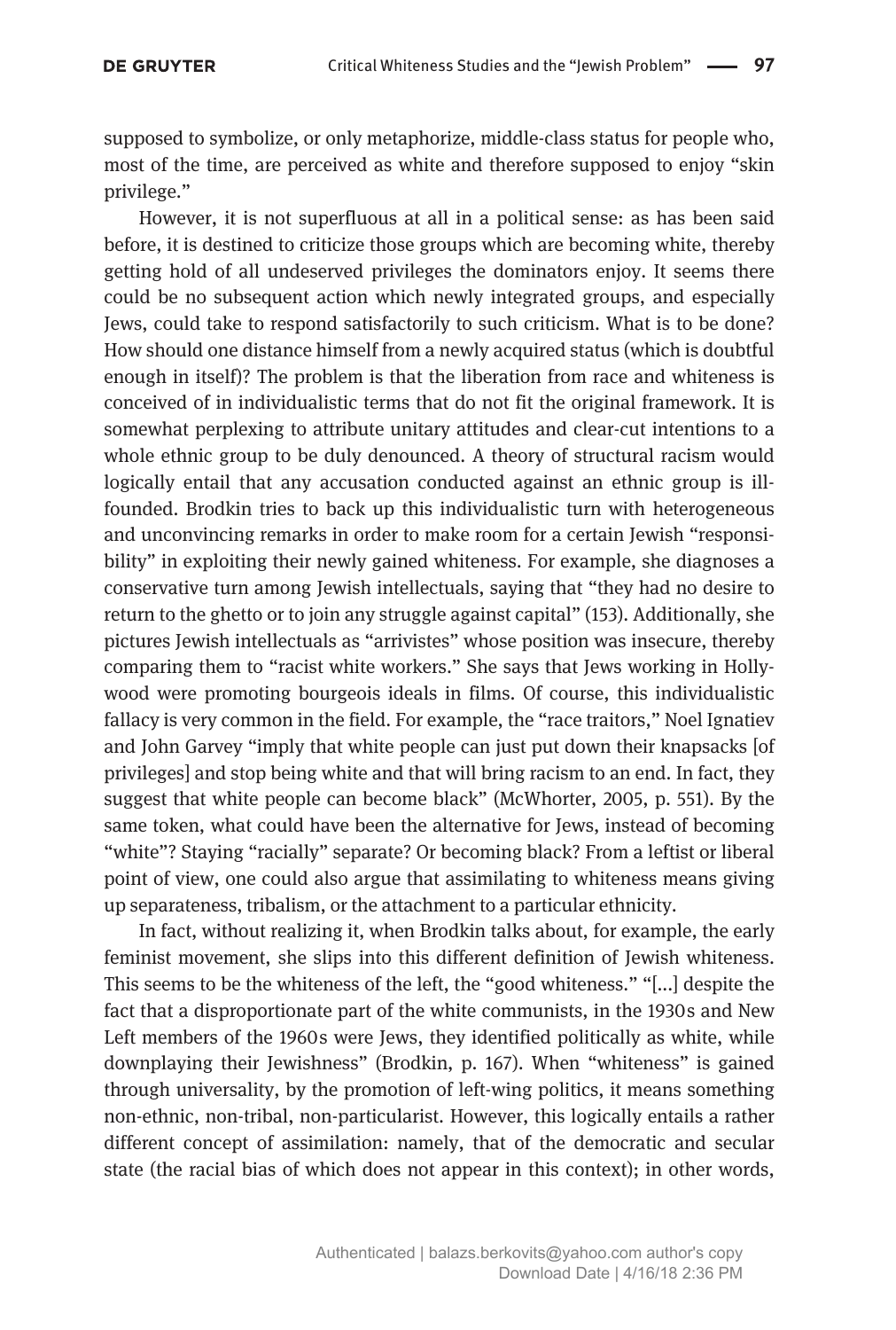supposed to symbolize, or only metaphorize, middle-class status for people who, most of the time, are perceived as white and therefore supposed to enjoy "skin privilege."

However, it is not superfluous at all in a political sense: as has been said before, it is destined to criticize those groups which are becoming white, thereby getting hold of all undeserved privileges the dominators enjoy. It seems there could be no subsequent action which newly integrated groups, and especially Jews, could take to respond satisfactorily to such criticism. What is to be done? How should one distance himself from a newly acquired status (which is doubtful enough in itself)? The problem is that the liberation from race and whiteness is conceived of in individualistic terms that do not fit the original framework. It is somewhat perplexing to attribute unitary attitudes and clear-cut intentions to a whole ethnic group to be duly denounced. A theory of structural racism would logically entail that any accusation conducted against an ethnic group is ill-founded. Brodkin tries to back up this individualistic turn with heterogeneous and unconvincing remarks in order to make room for a certain Jewish "responsibility" in exploiting their newly gained whiteness. For example, she diagnoses a conservative turn among Jewish intellectuals, saying that "they had no desire to return to the ghetto or to join any struggle against capital" (153). Additionally, she pictures Jewish intellectuals as "arrivistes" whose position was insecure, thereby comparing them to "racist white workers." She says that Jews working in Hollywood were promoting bourgeois ideals in films. Of course, this individualistic fallacy is very common in the field. For example, the "race traitors," Noel Ignatiev and John Garvey "imply that white people can just put down their knapsacks [of privileges] and stop being white and that will bring racism to an end. In fact, they suggest that white people can become black" (McWhorter, 2005, p. 551). By the same token, what could have been the alternative for Jews, instead of becoming "white"? Staying "racially" separate? Or becoming black? From a leftist or liberal point of view, one could also argue that assimilating to whiteness means giving up separateness, tribalism, or the attachment to a particular ethnicity.

In fact, without realizing it, when Brodkin talks about, for example, the early feminist movement, she slips into this different definition of Jewish whiteness. This seems to be the whiteness of the left, the "good whiteness." "[...] despite the fact that a disproportionate part of the white communists, in the 1930s and New Left members of the 1960s were Jews, they identified politically as white, while downplaying their Jewishness" (Brodkin, p. 167). When "whiteness" is gained through universality, by the promotion of left-wing politics, it means something non-ethnic, non-tribal, non-particularist. However, this logically entails a rather different concept of assimilation: namely, that of the democratic and secular state (the racial bias of which does not appear in this context); in other words,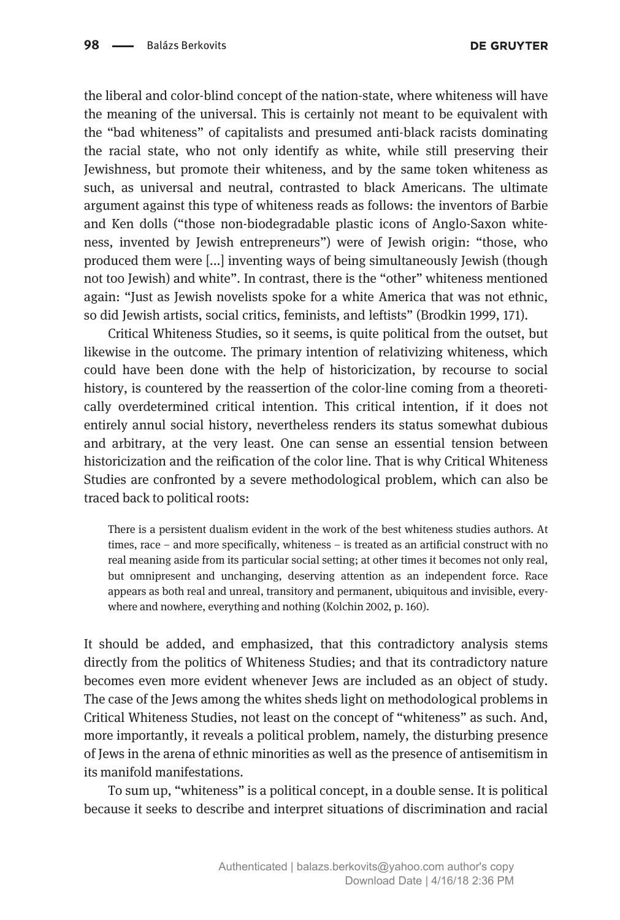the liberal and color-blind concept of the nation-state, where whiteness will have the meaning of the universal. This is certainly not meant to be equivalent with the "bad whiteness" of capitalists and presumed anti-black racists dominating the racial state, who not only identify as white, while still preserving their Jewishness, but promote their whiteness, and by the same token whiteness as such, as universal and neutral, contrasted to black Americans. The ultimate argument against this type of whiteness reads as follows: the inventors of Barbie and Ken dolls ("those non-biodegradable plastic icons of Anglo-Saxon whiteness, invented by Jewish entrepreneurs") were of Jewish origin: "those, who produced them were [...] inventing ways of being simultaneously Jewish (though not too Jewish) and white". In contrast, there is the "other" whiteness mentioned again: "Just as Jewish novelists spoke for a white America that was not ethnic, so did Jewish artists, social critics, feminists, and leftists" (Brodkin 1999, 171).

Critical Whiteness Studies, so it seems, is quite political from the outset, but likewise in the outcome. The primary intention of relativizing whiteness, which could have been done with the help of historicization, by recourse to social history, is countered by the reassertion of the color-line coming from a theoretically overdetermined critical intention. This critical intention, if it does not entirely annul social history, nevertheless renders its status somewhat dubious and arbitrary, at the very least. One can sense an essential tension between historicization and the reification of the color line. That is why Critical Whiteness Studies are confronted by a severe methodological problem, which can also be traced back to political roots:

> There is a persistent dualism evident in the work of the best whiteness studies authors. At times, race – and more specifically, whiteness – is treated as an artificial construct with no real meaning aside from its particular social setting; at other times it becomes not only real, but omnipresent and unchanging, deserving attention as an independent force. Race appears as both real and unreal, transitory and permanent, ubiquitous and invisible, everywhere and nowhere, everything and nothing (Kolchin 2002, p. 160).

It should be added, and emphasized, that this contradictory analysis stems directly from the politics of Whiteness Studies; and that its contradictory nature becomes even more evident whenever Jews are included as an object of study. The case of the Jews among the whites sheds light on methodological problems in Critical Whiteness Studies, not least on the concept of "whiteness" as such. And, more importantly, it reveals a political problem, namely, the disturbing presence of Jews in the arena of ethnic minorities as well as the presence of antisemitism in its manifold manifestations.

To sum up, "whiteness" is a political concept, in a double sense. It is political because it seeks to describe and interpret situations of discrimination and racial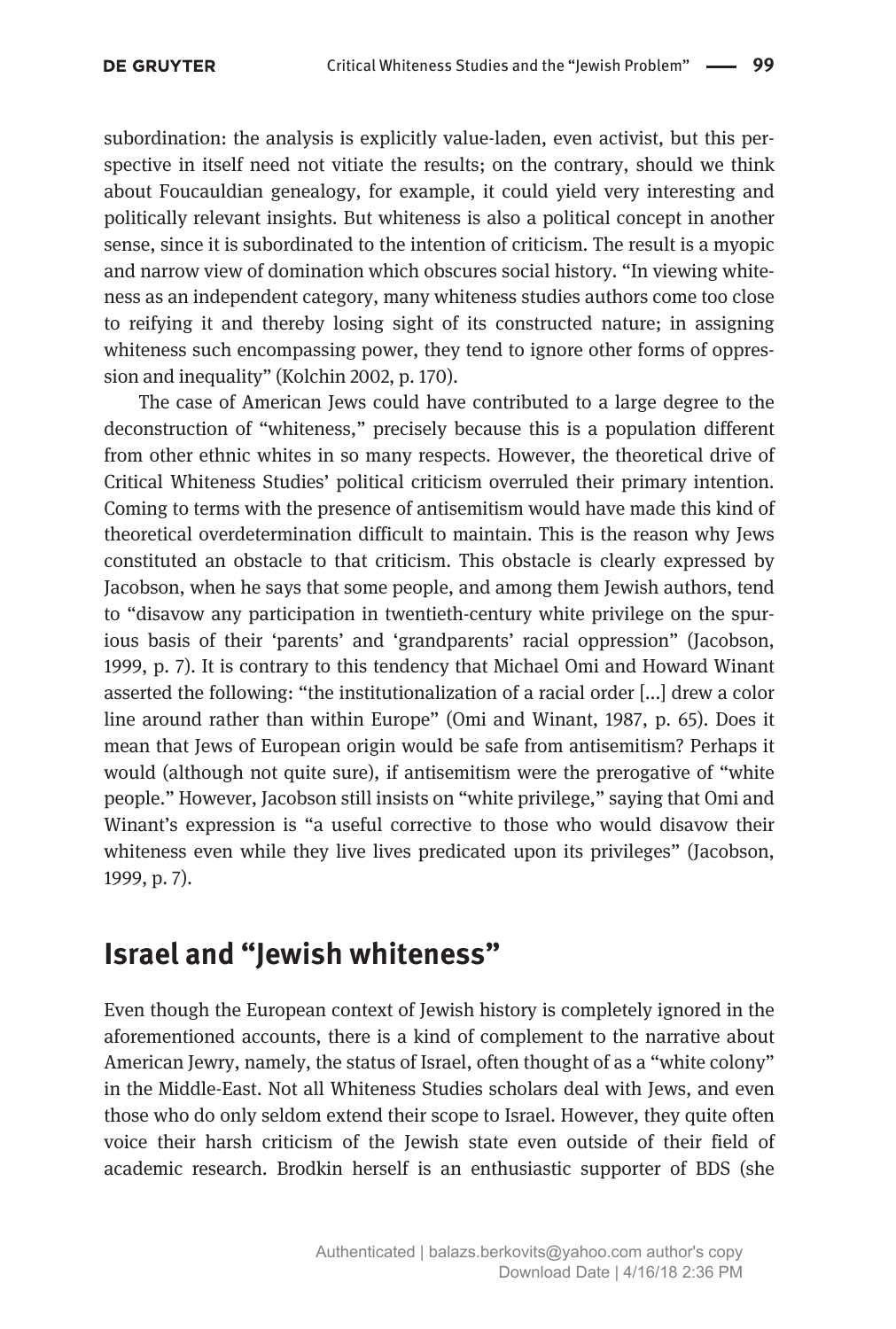subordination: the analysis is explicitly value-laden, even activist, but this perspective in itself need not vitiate the results; on the contrary, should we think about Foucauldian genealogy, for example, it could yield very interesting and politically relevant insights. But whiteness is also a political concept in another sense, since it is subordinated to the intention of criticism. The result is a myopic and narrow view of domination which obscures social history. "In viewing whiteness as an independent category, many whiteness studies authors come too close to reifying it and thereby losing sight of its constructed nature; in assigning whiteness such encompassing power, they tend to ignore other forms of oppression and inequality" (Kolchin 2002, p. 170).

The case of American Jews could have contributed to a large degree to the deconstruction of "whiteness," precisely because this is a population different from other ethnic whites in so many respects. However, the theoretical drive of Critical Whiteness Studies' political criticism overruled their primary intention. Coming to terms with the presence of antisemitism would have made this kind of theoretical overdetermination difficult to maintain. This is the reason why Jews constituted an obstacle to that criticism. This obstacle is clearly expressed by Jacobson, when he says that some people, and among them Jewish authors, tend to "disavow any participation in twentieth-century white privilege on the spurious basis of their 'parents' and 'grandparents' racial oppression" (Jacobson, 1999, p. 7). It is contrary to this tendency that Michael Omi and Howard Winant asserted the following: "the institutionalization of a racial order [...] drew a color line around rather than within Europe" (Omi and Winant, 1987, p. 65). Does it mean that Jews of European origin would be safe from antisemitism? Perhaps it would (although not quite sure), if antisemitism were the prerogative of "white people." However, Jacobson still insists on "white privilege," saying that Omi and Winant's expression is "a useful corrective to those who would disavow their whiteness even while they live lives predicated upon its privileges" (Jacobson, 1999, p. 7).

## Israel and "Jewish whiteness"

Even though the European context of Jewish history is completely ignored in the aforementioned accounts, there is a kind of complement to the narrative about American Jewry, namely, the status of Israel, often thought of as a "white colony" in the Middle-East. Not all Whiteness Studies scholars deal with Jews, and even those who do only seldom extend their scope to Israel. However, they quite often voice their harsh criticism of the Jewish state even outside of their field of academic research. Brodkin herself is an enthusiastic supporter of BDS (she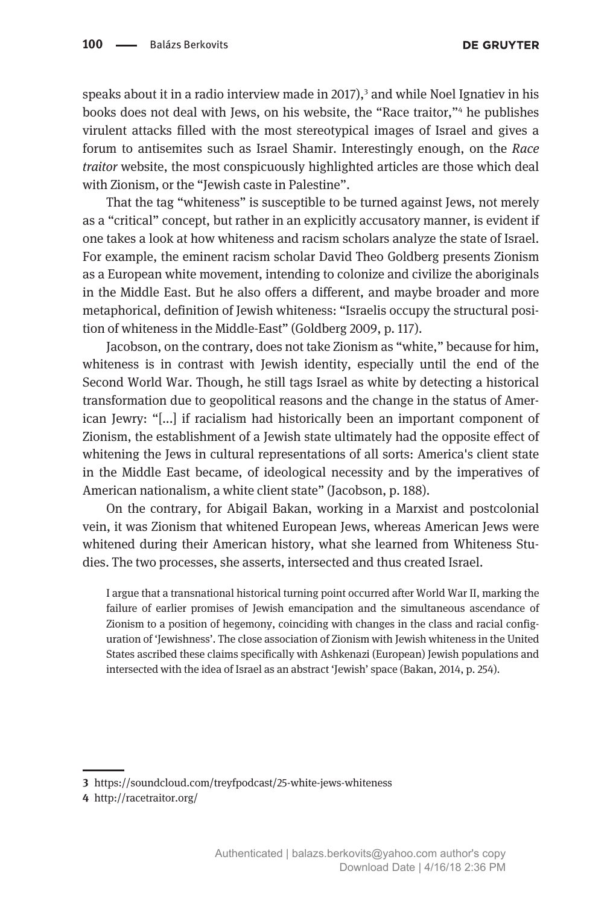speaks about it in a radio interview made in 2017),[3] and while Noel Ignatiev in his books does not deal with Jews, on his website, the "Race traitor,"[4] he publishes virulent attacks filled with the most stereotypical images of Israel and gives a forum to antisemites such as Israel Shamir. Interestingly enough, on the *Race traitor* website, the most conspicuously highlighted articles are those which deal with Zionism, or the "Jewish caste in Palestine".

That the tag "whiteness" is susceptible to be turned against Jews, not merely as a "critical" concept, but rather in an explicitly accusatory manner, is evident if one takes a look at how whiteness and racism scholars analyze the state of Israel. For example, the eminent racism scholar David Theo Goldberg presents Zionism as a European white movement, intending to colonize and civilize the aboriginals in the Middle East. But he also offers a different, and maybe broader and more metaphorical, definition of Jewish whiteness: "Israelis occupy the structural position of whiteness in the Middle-East" (Goldberg 2009, p. 117).

Jacobson, on the contrary, does not take Zionism as "white," because for him, whiteness is in contrast with Jewish identity, especially until the end of the Second World War. Though, he still tags Israel as white by detecting a historical transformation due to geopolitical reasons and the change in the status of American Jewry: "[...] if racialism had historically been an important component of Zionism, the establishment of a Jewish state ultimately had the opposite effect of whitening the Jews in cultural representations of all sorts: America's client state in the Middle East became, of ideological necessity and by the imperatives of American nationalism, a white client state" (Jacobson, p. 188).

On the contrary, for Abigail Bakan, working in a Marxist and postcolonial vein, it was Zionism that whitened European Jews, whereas American Jews were whitened during their American history, what she learned from Whiteness Studies. The two processes, she asserts, intersected and thus created Israel.

> I argue that a transnational historical turning point occurred after World War II, marking the failure of earlier promises of Jewish emancipation and the simultaneous ascendance of Zionism to a position of hegemony, coinciding with changes in the class and racial configuration of 'Jewishness'. The close association of Zionism with Jewish whiteness in the United States ascribed these claims specifically with Ashkenazi (European) Jewish populations and intersected with the idea of Israel as an abstract 'Jewish' space (Bakan, 2014, p. 254).

---

**3** https://soundcloud.com/treyfpodcast/25-white-jews-whiteness

**4** http://racetraitor.org/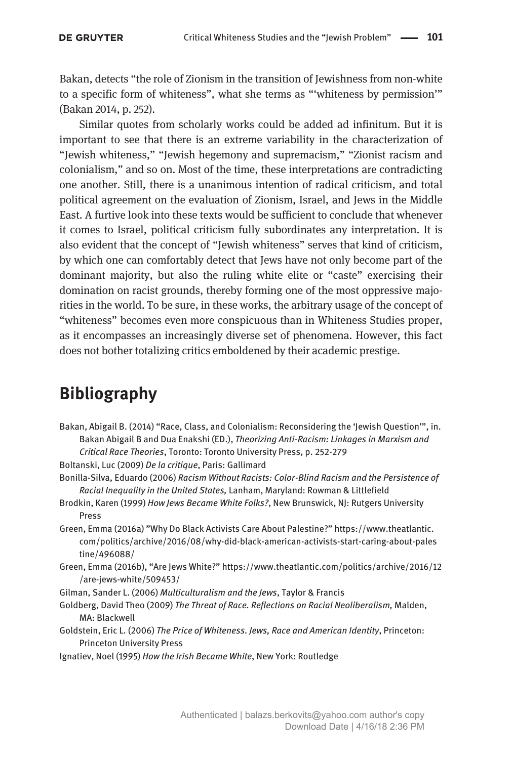Bakan, detects "the role of Zionism in the transition of Jewishness from non-white to a specific form of whiteness", what she terms as "'whiteness by permission'" (Bakan 2014, p. 252).

Similar quotes from scholarly works could be added ad infinitum. But it is important to see that there is an extreme variability in the characterization of "Jewish whiteness," "Jewish hegemony and supremacism," "Zionist racism and colonialism," and so on. Most of the time, these interpretations are contradicting one another. Still, there is a unanimous intention of radical criticism, and total political agreement on the evaluation of Zionism, Israel, and Jews in the Middle East. A furtive look into these texts would be sufficient to conclude that whenever it comes to Israel, political criticism fully subordinates any interpretation. It is also evident that the concept of "Jewish whiteness" serves that kind of criticism, by which one can comfortably detect that Jews have not only become part of the dominant majority, but also the ruling white elite or "caste" exercising their domination on racist grounds, thereby forming one of the most oppressive majorities in the world. To be sure, in these works, the arbitrary usage of the concept of "whiteness" becomes even more conspicuous than in Whiteness Studies proper, as it encompasses an increasingly diverse set of phenomena. However, this fact does not bother totalizing critics emboldened by their academic prestige.

## Bibliography

Bakan, Abigail B. (2014) "Race, Class, and Colonialism: Reconsidering the 'Jewish Question'", in. Bakan Abigail B and Dua Enakshi (ED.), *Theorizing Anti-Racism: Linkages in Marxism and Critical Race Theories*, Toronto: Toronto University Press, p. 252-279

Boltanski, Luc (2009) *De la critique*, Paris: Gallimard

Bonilla-Silva, Eduardo (2006) *Racism Without Racists: Color-Blind Racism and the Persistence of Racial Inequality in the United States,* Lanham, Maryland: Rowman & Littlefield

Brodkin, Karen (1999) *How Jews Became White Folks?*, New Brunswick, NJ: Rutgers University Press

Green, Emma (2016a) "Why Do Black Activists Care About Palestine?" https://www.theatlantic.com/politics/archive/2016/08/why-did-black-american-activists-start-caring-about-palestine/496088/

Green, Emma (2016b), "Are Jews White?" https://www.theatlantic.com/politics/archive/2016/12/are-jews-white/509453/

Gilman, Sander L. (2006) *Multiculturalism and the Jews*, Taylor & Francis

Goldberg, David Theo (2009) *The Threat of Race. Reflections on Racial Neoliberalism,* Malden, MA: Blackwell

Goldstein, Eric L. (2006) *The Price of Whiteness. Jews, Race and American Identity*, Princeton: Princeton University Press

Ignatiev, Noel (1995) *How the Irish Became White*, New York: Routledge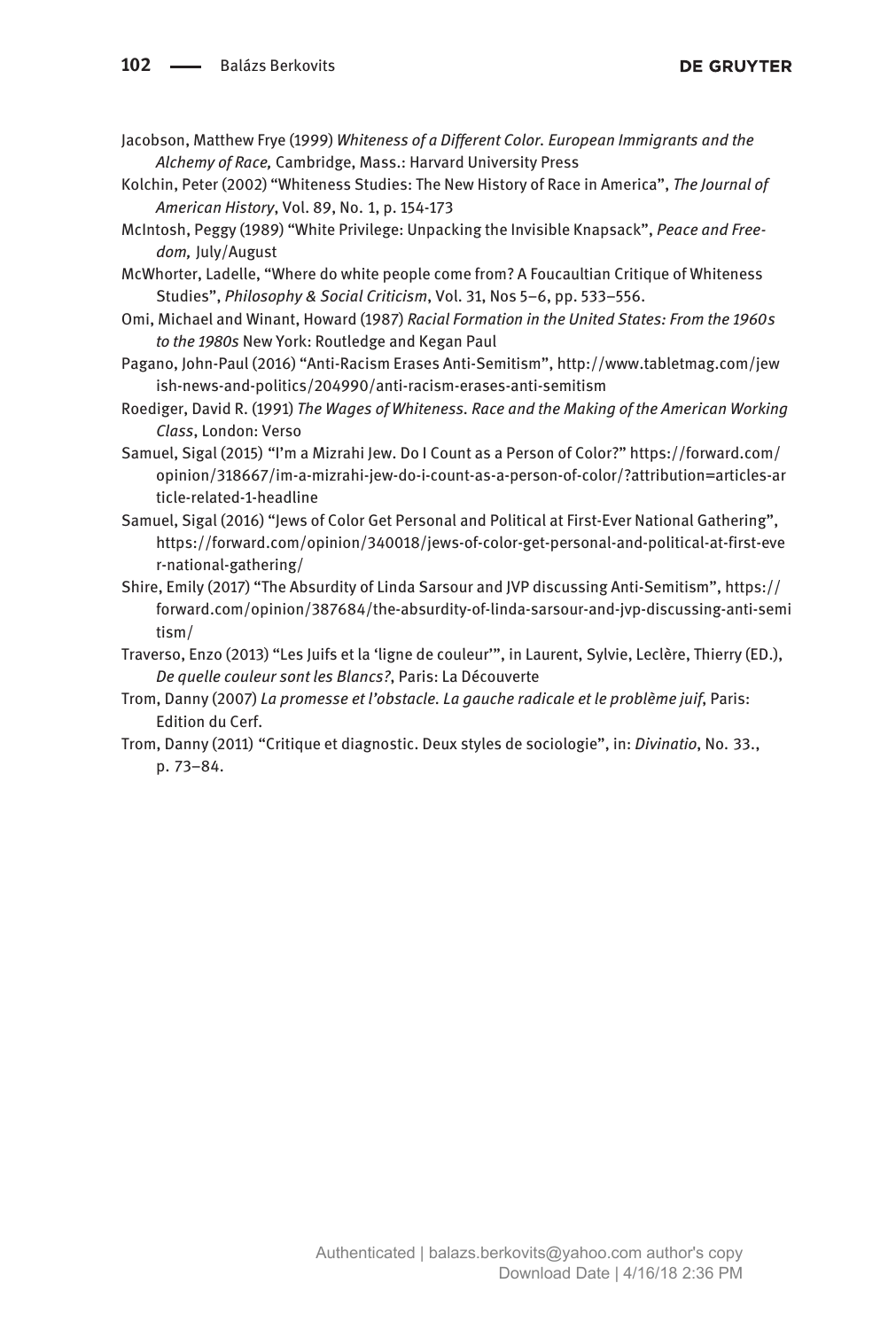Jacobson, Matthew Frye (1999) *Whiteness of a Different Color. European Immigrants and the Alchemy of Race,* Cambridge, Mass.: Harvard University Press

Kolchin, Peter (2002) "Whiteness Studies: The New History of Race in America", *The Journal of American History*, Vol. 89, No. 1, p. 154-173

McIntosh, Peggy (1989) "White Privilege: Unpacking the Invisible Knapsack", *Peace and Freedom,* July/August

McWhorter, Ladelle, "Where do white people come from? A Foucaultian Critique of Whiteness Studies", *Philosophy & Social Criticism*, Vol. 31, Nos 5–6, pp. 533–556.

Omi, Michael and Winant, Howard (1987) *Racial Formation in the United States: From the 1960s to the 1980s* New York: Routledge and Kegan Paul

Pagano, John-Paul (2016) "Anti-Racism Erases Anti-Semitism", http://www.tabletmag.com/jewish-news-and-politics/204990/anti-racism-erases-anti-semitism

Roediger, David R. (1991) *The Wages of Whiteness. Race and the Making of the American Working Class*, London: Verso

Samuel, Sigal (2015) "I'm a Mizrahi Jew. Do I Count as a Person of Color?" https://forward.com/opinion/318667/im-a-mizrahi-jew-do-i-count-as-a-person-of-color/?attribution=articles-article-related-1-headline

Samuel, Sigal (2016) "Jews of Color Get Personal and Political at First-Ever National Gathering", https://forward.com/opinion/340018/jews-of-color-get-personal-and-political-at-first-ever-national-gathering/

Shire, Emily (2017) "The Absurdity of Linda Sarsour and JVP discussing Anti-Semitism", https://forward.com/opinion/387684/the-absurdity-of-linda-sarsour-and-jvp-discussing-anti-semitism/

Traverso, Enzo (2013) "Les Juifs et la 'ligne de couleur'", in Laurent, Sylvie, Leclère, Thierry (ED.), *De quelle couleur sont les Blancs?*, Paris: La Découverte

Trom, Danny (2007) *La promesse et l'obstacle. La gauche radicale et le problème juif*, Paris: Edition du Cerf.

Trom, Danny (2011) "Critique et diagnostic. Deux styles de sociologie", in: *Divinatio*, No. 33., p. 73–84.